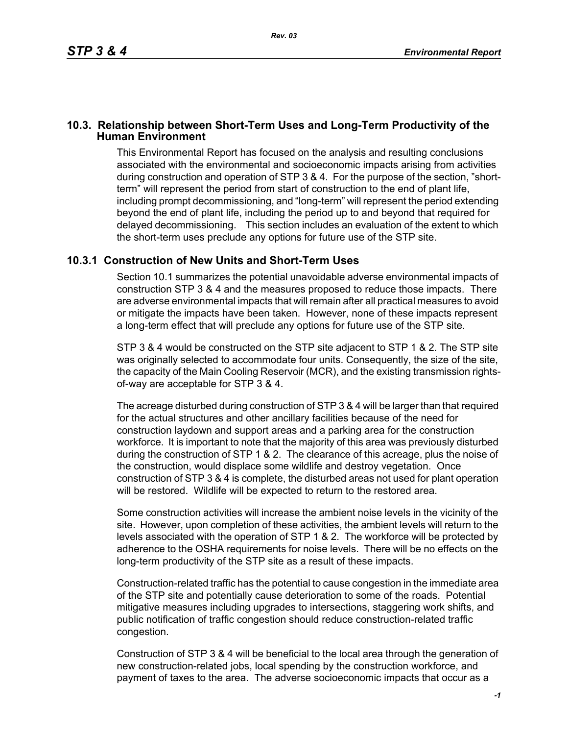## 10.3. Relationship between Short-Term Uses and Long-Term Productivity of the Human Environment

This Environmental Report has focused on the analysis and resulting conclusions associated with the environmental and socioeconomic impacts arising from activities during construction and operation of STP 3 & 4. For the purpose of the section, "short-term" will represent the period from start of construction to the end of plant life, including prompt decommissioning, and "long-term" will represent the period extending beyond the end of plant life, including the period up to and beyond that required for delayed decommissioning. This section includes an evaluation of the extent to which the short-term uses preclude any options for future use of the STP site.

### 10.3.1 Construction of New Units and Short-Term Uses

Section 10.1 summarizes the potential unavoidable adverse environmental impacts of construction STP 3 & 4 and the measures proposed to reduce those impacts. There are adverse environmental impacts that will remain after all practical measures to avoid or mitigate the impacts have been taken. However, none of these impacts represent a long-term effect that will preclude any options for future use of the STP site.

STP 3 & 4 would be constructed on the STP site adjacent to STP 1 & 2. The STP site was originally selected to accommodate four units. Consequently, the size of the site, the capacity of the Main Cooling Reservoir (MCR), and the existing transmission rights-of-way are acceptable for STP 3 & 4.

The acreage disturbed during construction of STP 3 & 4 will be larger than that required for the actual structures and other ancillary facilities because of the need for construction laydown and support areas and a parking area for the construction workforce. It is important to note that the majority of this area was previously disturbed during the construction of STP 1 & 2. The clearance of this acreage, plus the noise of the construction, would displace some wildlife and destroy vegetation. Once construction of STP 3 & 4 is complete, the disturbed areas not used for plant operation will be restored. Wildlife will be expected to return to the restored area.

Some construction activities will increase the ambient noise levels in the vicinity of the site. However, upon completion of these activities, the ambient levels will return to the levels associated with the operation of STP 1 & 2. The workforce will be protected by adherence to the OSHA requirements for noise levels. There will be no effects on the long-term productivity of the STP site as a result of these impacts.

Construction-related traffic has the potential to cause congestion in the immediate area of the STP site and potentially cause deterioration to some of the roads. Potential mitigative measures including upgrades to intersections, staggering work shifts, and public notification of traffic congestion should reduce construction-related traffic congestion.

Construction of STP 3 & 4 will be beneficial to the local area through the generation of new construction-related jobs, local spending by the construction workforce, and payment of taxes to the area. The adverse socioeconomic impacts that occur as a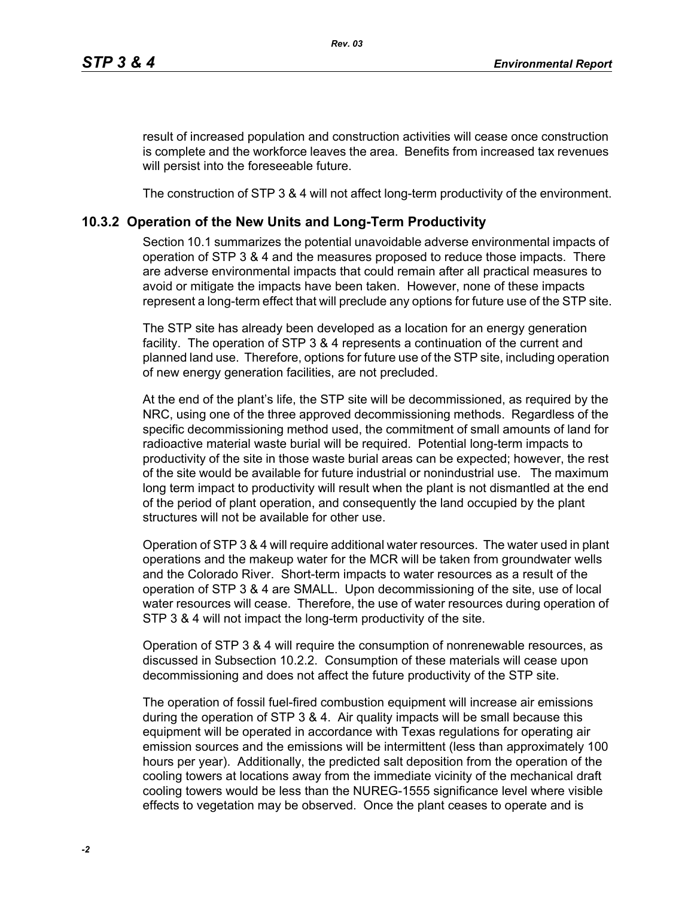result of increased population and construction activities will cease once construction is complete and the workforce leaves the area. Benefits from increased tax revenues will persist into the foreseeable future.

The construction of STP 3 & 4 will not affect long-term productivity of the environment.

## 10.3.2 Operation of the New Units and Long-Term Productivity

Section 10.1 summarizes the potential unavoidable adverse environmental impacts of operation of STP 3 & 4 and the measures proposed to reduce those impacts. There are adverse environmental impacts that could remain after all practical measures to avoid or mitigate the impacts have been taken. However, none of these impacts represent a long-term effect that will preclude any options for future use of the STP site.

The STP site has already been developed as a location for an energy generation facility. The operation of STP 3 & 4 represents a continuation of the current and planned land use. Therefore, options for future use of the STP site, including operation of new energy generation facilities, are not precluded.

At the end of the plant's life, the STP site will be decommissioned, as required by the NRC, using one of the three approved decommissioning methods. Regardless of the specific decommissioning method used, the commitment of small amounts of land for radioactive material waste burial will be required. Potential long-term impacts to productivity of the site in those waste burial areas can be expected; however, the rest of the site would be available for future industrial or nonindustrial use. The maximum long term impact to productivity will result when the plant is not dismantled at the end of the period of plant operation, and consequently the land occupied by the plant structures will not be available for other use.

Operation of STP 3 & 4 will require additional water resources. The water used in plant operations and the makeup water for the MCR will be taken from groundwater wells and the Colorado River. Short-term impacts to water resources as a result of the operation of STP 3 & 4 are SMALL. Upon decommissioning of the site, use of local water resources will cease. Therefore, the use of water resources during operation of STP 3 & 4 will not impact the long-term productivity of the site.

Operation of STP 3 & 4 will require the consumption of nonrenewable resources, as discussed in Subsection 10.2.2. Consumption of these materials will cease upon decommissioning and does not affect the future productivity of the STP site.

The operation of fossil fuel-fired combustion equipment will increase air emissions during the operation of STP 3 & 4. Air quality impacts will be small because this equipment will be operated in accordance with Texas regulations for operating air emission sources and the emissions will be intermittent (less than approximately 100 hours per year). Additionally, the predicted salt deposition from the operation of the cooling towers at locations away from the immediate vicinity of the mechanical draft cooling towers would be less than the NUREG-1555 significance level where visible effects to vegetation may be observed. Once the plant ceases to operate and is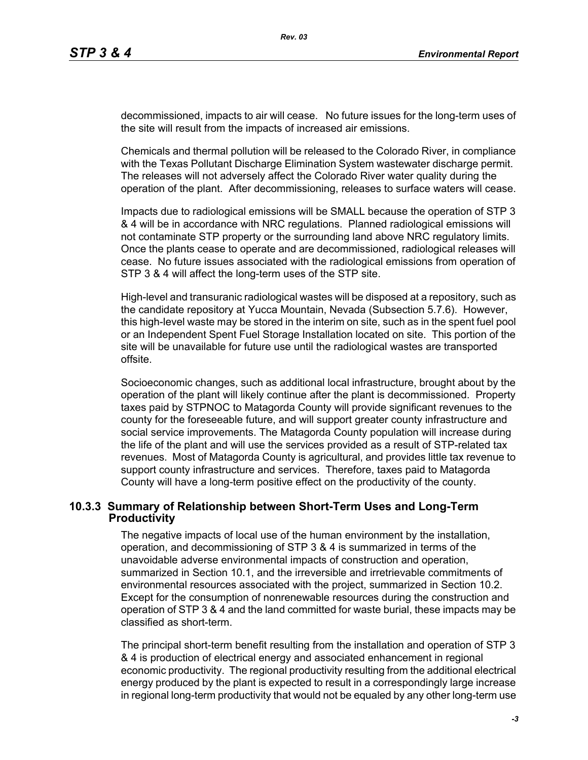decommissioned, impacts to air will cease. No future issues for the long-term uses of the site will result from the impacts of increased air emissions.

Chemicals and thermal pollution will be released to the Colorado River, in compliance with the Texas Pollutant Discharge Elimination System wastewater discharge permit. The releases will not adversely affect the Colorado River water quality during the operation of the plant. After decommissioning, releases to surface waters will cease.

Impacts due to radiological emissions will be SMALL because the operation of STP 3 & 4 will be in accordance with NRC regulations. Planned radiological emissions will not contaminate STP property or the surrounding land above NRC regulatory limits. Once the plants cease to operate and are decommissioned, radiological releases will cease. No future issues associated with the radiological emissions from operation of STP 3 & 4 will affect the long-term uses of the STP site.

High-level and transuranic radiological wastes will be disposed at a repository, such as the candidate repository at Yucca Mountain, Nevada (Subsection 5.7.6). However, this high-level waste may be stored in the interim on site, such as in the spent fuel pool or an Independent Spent Fuel Storage Installation located on site. This portion of the site will be unavailable for future use until the radiological wastes are transported offsite.

Socioeconomic changes, such as additional local infrastructure, brought about by the operation of the plant will likely continue after the plant is decommissioned. Property taxes paid by STPNOC to Matagorda County will provide significant revenues to the county for the foreseeable future, and will support greater county infrastructure and social service improvements. The Matagorda County population will increase during the life of the plant and will use the services provided as a result of STP-related tax revenues. Most of Matagorda County is agricultural, and provides little tax revenue to support county infrastructure and services. Therefore, taxes paid to Matagorda County will have a long-term positive effect on the productivity of the county.

### 10.3.3 Summary of Relationship between Short-Term Uses and Long-Term Productivity

The negative impacts of local use of the human environment by the installation, operation, and decommissioning of STP 3 & 4 is summarized in terms of the unavoidable adverse environmental impacts of construction and operation, summarized in Section 10.1, and the irreversible and irretrievable commitments of environmental resources associated with the project, summarized in Section 10.2. Except for the consumption of nonrenewable resources during the construction and operation of STP 3 & 4 and the land committed for waste burial, these impacts may be classified as short-term.

The principal short-term benefit resulting from the installation and operation of STP 3 & 4 is production of electrical energy and associated enhancement in regional economic productivity. The regional productivity resulting from the additional electrical energy produced by the plant is expected to result in a correspondingly large increase in regional long-term productivity that would not be equaled by any other long-term use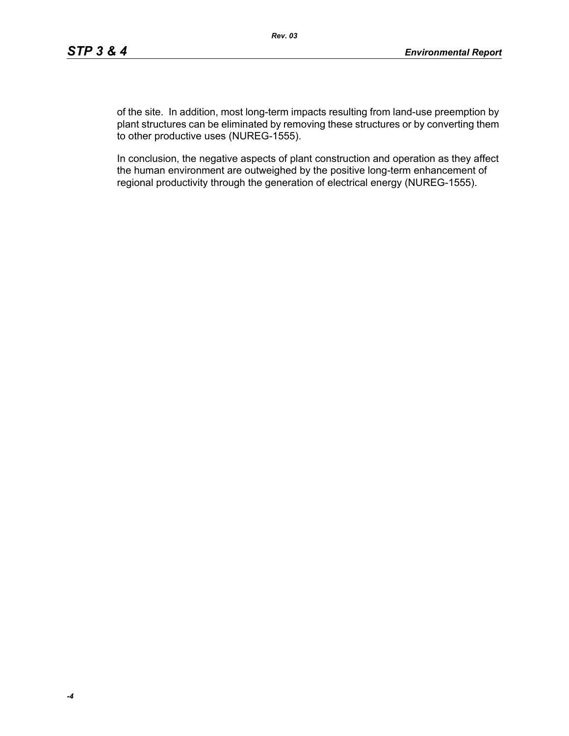of the site. In addition, most long-term impacts resulting from land-use preemption by plant structures can be eliminated by removing these structures or by converting them to other productive uses (NUREG-1555).

In conclusion, the negative aspects of plant construction and operation as they affect the human environment are outweighed by the positive long-term enhancement of regional productivity through the generation of electrical energy (NUREG-1555).